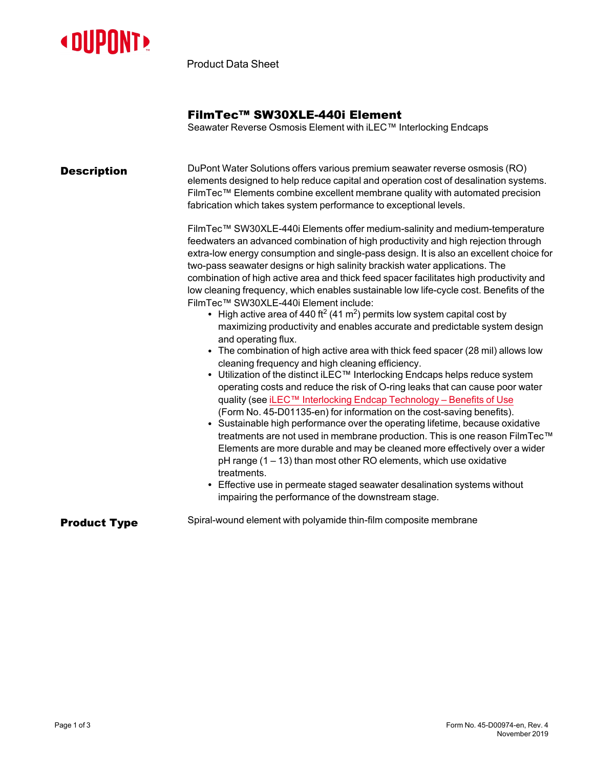Product Data Sheet

# FilmTec™ SW30XLE-440i Element

Seawater Reverse Osmosis Element with iLEC™ Interlocking Endcaps

## Description

DuPont Water Solutions offers various premium seawater reverse osmosis (RO) elements designed to help reduce capital and operation cost of desalination systems. FilmTec™ Elements combine excellent membrane quality with automated precision fabrication which takes system performance to exceptional levels.

FilmTec™ SW30XLE-440i Elements offer medium-salinity and medium-temperature feedwaters an advanced combination of high productivity and high rejection through extra-low energy consumption and single-pass design. It is also an excellent choice for two-pass seawater designs or high salinity brackish water applications. The combination of high active area and thick feed spacer facilitates high productivity and low cleaning frequency, which enables sustainable low life-cycle cost. Benefits of the FilmTec™ SW30XLE-440i Element include:

- High active area of 440 $ft^2$ (41 $m^2$) permits low system capital cost by maximizing productivity and enables accurate and predictable system design and operating flux.
- The combination of high active area with thick feed spacer (28 mil) allows low cleaning frequency and high cleaning efficiency.
- Utilization of the distinct iLEC™ Interlocking Endcaps helps reduce system operating costs and reduce the risk of O-ring leaks that can cause poor water quality (see iLEC™ Interlocking Endcap Technology – Benefits of Use (Form No. 45-D01135-en) for information on the cost-saving benefits).
- Sustainable high performance over the operating lifetime, because oxidative treatments are not used in membrane production. This is one reason FilmTec™ Elements are more durable and may be cleaned more effectively over a wider pH range (1 – 13) than most other RO elements, which use oxidative treatments.
- Effective use in permeate staged seawater desalination systems without impairing the performance of the downstream stage.

## Product Type

Spiral-wound element with polyamide thin-film composite membrane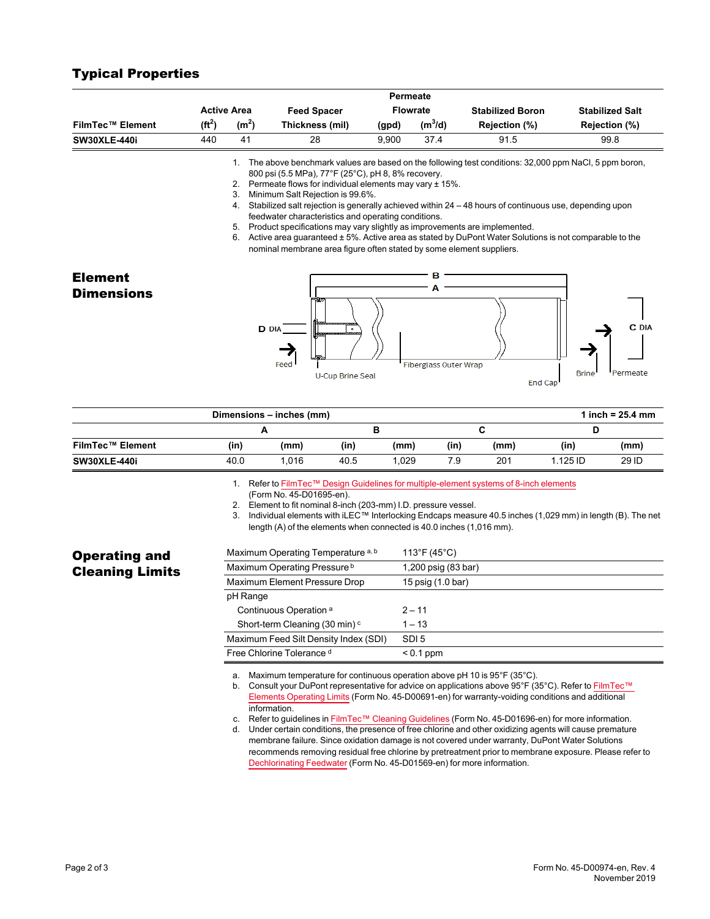## Typical Properties

| FilmTec™ Element | Active Area ($ft^2$) | Active Area ($m^2$) | Feed Spacer Thickness (mil) | Permeate Flowrate (gpd) | Permeate Flowrate ($m^3/d$) | Stabilized Boron Rejection (%) | Stabilized Salt Rejection (%) |
|---|---|---|---|---|---|---|---|
| SW30XLE-440i | 440 | 41 | 28 | 9,900 | 37.4 | 91.5 | 99.8 |

1. The above benchmark values are based on the following test conditions: 32,000 ppm NaCl, 5 ppm boron, 800 psi (5.5 MPa), 77°F (25°C), pH 8, 8% recovery.
2. Permeate flows for individual elements may vary ± 15%.
3. Minimum Salt Rejection is 99.6%.
4. Stabilized salt rejection is generally achieved within 24 – 48 hours of continuous use, depending upon feedwater characteristics and operating conditions.
5. Product specifications may vary slightly as improvements are implemented.
6. Active area guaranteed ± 5%. Active area as stated by DuPont Water Solutions is not comparable to the nominal membrane area figure often stated by some element suppliers.

## Element Dimensions

B
A
D DIA
C DIA
Feed
U-Cup Brine Seal
Fiberglass Outer Wrap
End Cap
Brine
Permeate

Dimensions – inches (mm) — 1 inch = 25.4 mm

| FilmTec™ Element | A (in) | A (mm) | B (in) | B (mm) | C (in) | C (mm) | D (in) | D (mm) |
|---|---|---|---|---|---|---|---|---|
| SW30XLE-440i | 40.0 | 1,016 | 40.5 | 1,029 | 7.9 | 201 | 1.125 ID | 29 ID |

1. Refer to FilmTec™ Design Guidelines for multiple-element systems of 8-inch elements (Form No. 45-D01695-en).
2. Element to fit nominal 8-inch (203-mm) I.D. pressure vessel.
3. Individual elements with iLEC™ Interlocking Endcaps measure 40.5 inches (1,029 mm) in length (B). The net length (A) of the elements when connected is 40.0 inches (1,016 mm).

## Operating and Cleaning Limits

| | |
|---|---|
| Maximum Operating Temperature [a, b] | 113°F (45°C) |
| Maximum Operating Pressure [b] | 1,200 psig (83 bar) |
| Maximum Element Pressure Drop | 15 psig (1.0 bar) |
| pH Range | |
| Continuous Operation [a] | 2 – 11 |
| Short-term Cleaning (30 min) [c] | 1 – 13 |
| Maximum Feed Silt Density Index (SDI) | SDI 5 |
| Free Chlorine Tolerance [d] | < 0.1 ppm |

a. Maximum temperature for continuous operation above pH 10 is 95°F (35°C).
b. Consult your DuPont representative for advice on applications above 95°F (35°C). Refer to FilmTec™ Elements Operating Limits (Form No. 45-D00691-en) for warranty-voiding conditions and additional information.
c. Refer to guidelines in FilmTec™ Cleaning Guidelines (Form No. 45-D01696-en) for more information.
d. Under certain conditions, the presence of free chlorine and other oxidizing agents will cause premature membrane failure. Since oxidation damage is not covered under warranty, DuPont Water Solutions recommends removing residual free chlorine by pretreatment prior to membrane exposure. Please refer to Dechlorinating Feedwater (Form No. 45-D01569-en) for more information.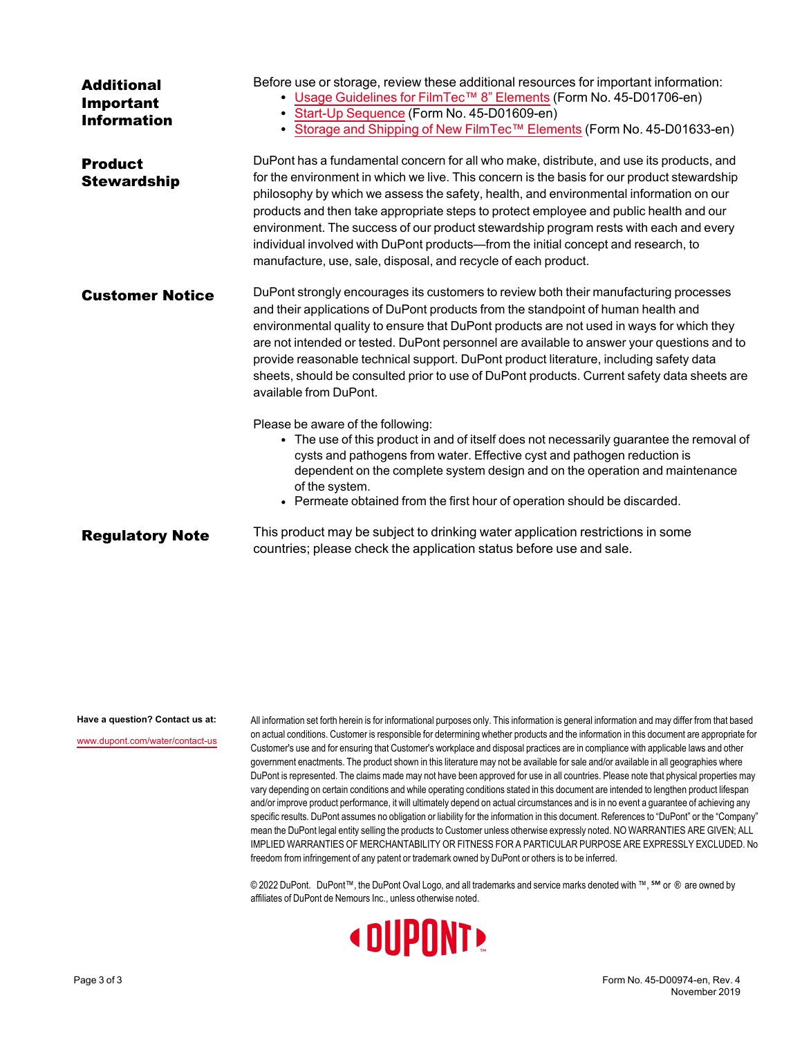## Additional Important Information

Before use or storage, review these additional resources for important information:

- Usage Guidelines for FilmTec™ 8" Elements (Form No. 45-D01706-en)
- Start-Up Sequence (Form No. 45-D01609-en)
- Storage and Shipping of New FilmTec™ Elements (Form No. 45-D01633-en)

## Product Stewardship

DuPont has a fundamental concern for all who make, distribute, and use its products, and for the environment in which we live. This concern is the basis for our product stewardship philosophy by which we assess the safety, health, and environmental information on our products and then take appropriate steps to protect employee and public health and our environment. The success of our product stewardship program rests with each and every individual involved with DuPont products—from the initial concept and research, to manufacture, use, sale, disposal, and recycle of each product.

## Customer Notice

DuPont strongly encourages its customers to review both their manufacturing processes and their applications of DuPont products from the standpoint of human health and environmental quality to ensure that DuPont products are not used in ways for which they are not intended or tested. DuPont personnel are available to answer your questions and to provide reasonable technical support. DuPont product literature, including safety data sheets, should be consulted prior to use of DuPont products. Current safety data sheets are available from DuPont.

Please be aware of the following:

- The use of this product in and of itself does not necessarily guarantee the removal of cysts and pathogens from water. Effective cyst and pathogen reduction is dependent on the complete system design and on the operation and maintenance of the system.
- Permeate obtained from the first hour of operation should be discarded.

## Regulatory Note

This product may be subject to drinking water application restrictions in some countries; please check the application status before use and sale.

**Have a question? Contact us at:**

www.dupont.com/water/contact-us

All information set forth herein is for informational purposes only. This information is general information and may differ from that based on actual conditions. Customer is responsible for determining whether products and the information in this document are appropriate for Customer's use and for ensuring that Customer's workplace and disposal practices are in compliance with applicable laws and other government enactments. The product shown in this literature may not be available for sale and/or available in all geographies where DuPont is represented. The claims made may not have been approved for use in all countries. Please note that physical properties may vary depending on certain conditions and while operating conditions stated in this document are intended to lengthen product lifespan and/or improve product performance, it will ultimately depend on actual circumstances and is in no event a guarantee of achieving any specific results. DuPont assumes no obligation or liability for the information in this document. References to "DuPont" or the "Company" mean the DuPont legal entity selling the products to Customer unless otherwise expressly noted. NO WARRANTIES ARE GIVEN; ALL IMPLIED WARRANTIES OF MERCHANTABILITY OR FITNESS FOR A PARTICULAR PURPOSE ARE EXPRESSLY EXCLUDED. No freedom from infringement of any patent or trademark owned by DuPont or others is to be inferred.

© 2022 DuPont. DuPont™, the DuPont Oval Logo, and all trademarks and service marks denoted with ™, ℠ or ® are owned by affiliates of DuPont de Nemours Inc., unless otherwise noted.

Form No. 45-D00974-en, Rev. 4
November 2019